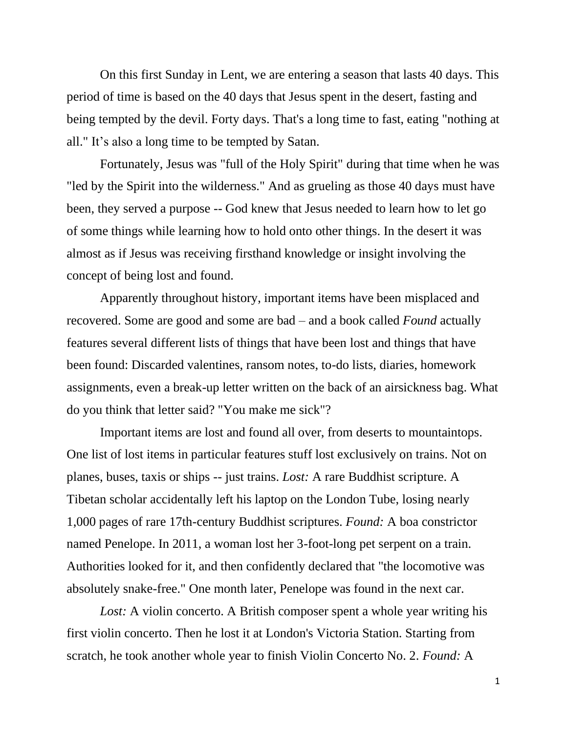On this first Sunday in Lent, we are entering a season that lasts 40 days. This period of time is based on the 40 days that Jesus spent in the desert, fasting and being tempted by the devil. Forty days. That's a long time to fast, eating "nothing at all." It's also a long time to be tempted by Satan.

Fortunately, Jesus was "full of the Holy Spirit" during that time when he was "led by the Spirit into the wilderness." And as grueling as those 40 days must have been, they served a purpose -- God knew that Jesus needed to learn how to let go of some things while learning how to hold onto other things. In the desert it was almost as if Jesus was receiving firsthand knowledge or insight involving the concept of being lost and found.

Apparently throughout history, important items have been misplaced and recovered. Some are good and some are bad – and a book called *Found* actually features several different lists of things that have been lost and things that have been found: Discarded valentines, ransom notes, to-do lists, diaries, homework assignments, even a break-up letter written on the back of an airsickness bag. What do you think that letter said? "You make me sick"?

Important items are lost and found all over, from deserts to mountaintops. One list of lost items in particular features stuff lost exclusively on trains. Not on planes, buses, taxis or ships -- just trains. *Lost:* A rare Buddhist scripture. A Tibetan scholar accidentally left his laptop on the London Tube, losing nearly 1,000 pages of rare 17th-century Buddhist scriptures. *Found:* A boa constrictor named Penelope. In 2011, a woman lost her 3-foot-long pet serpent on a train. Authorities looked for it, and then confidently declared that "the locomotive was absolutely snake-free." One month later, Penelope was found in the next car.

*Lost:* A violin concerto. A British composer spent a whole year writing his first violin concerto. Then he lost it at London's Victoria Station. Starting from scratch, he took another whole year to finish Violin Concerto No. 2. *Found:* A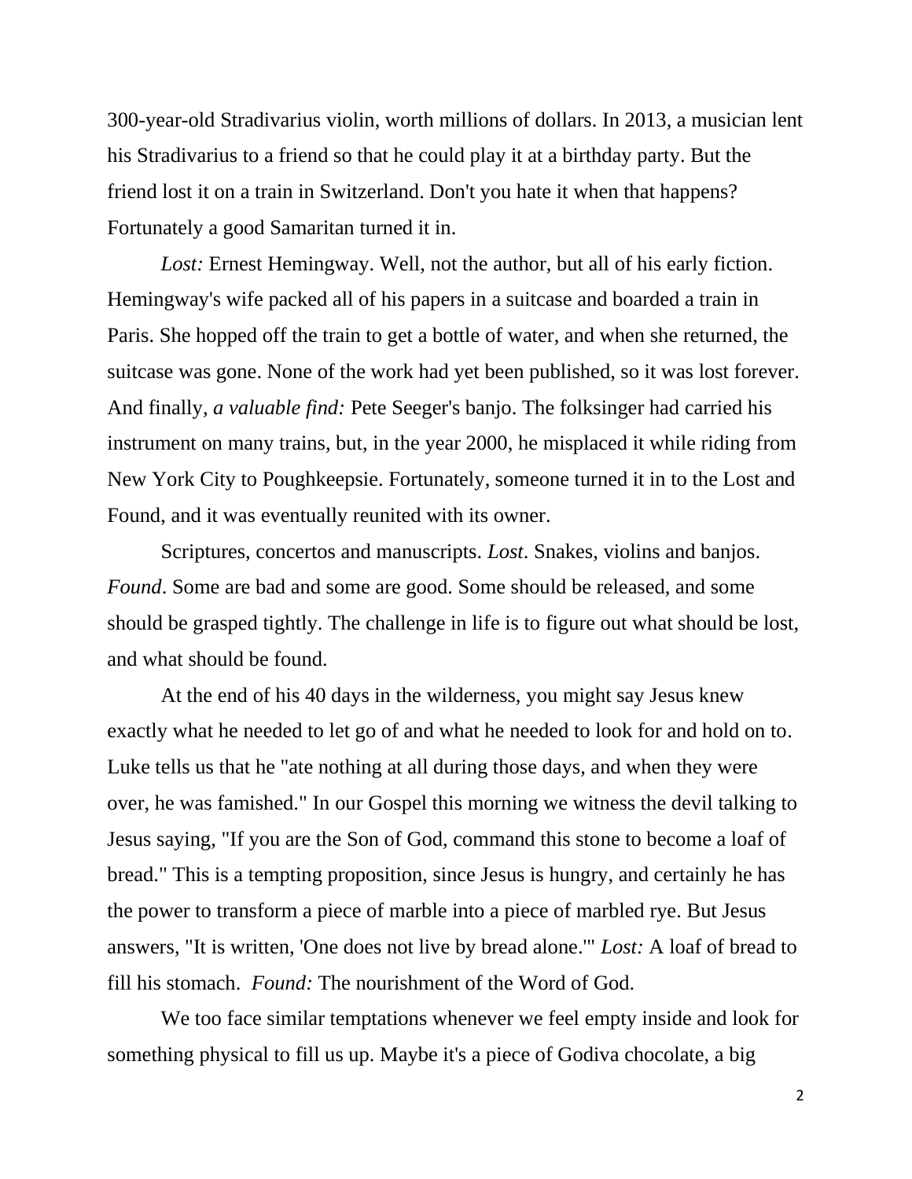300-year-old Stradivarius violin, worth millions of dollars. In 2013, a musician lent his Stradivarius to a friend so that he could play it at a birthday party. But the friend lost it on a train in Switzerland. Don't you hate it when that happens? Fortunately a good Samaritan turned it in.

*Lost:* Ernest Hemingway. Well, not the author, but all of his early fiction. Hemingway's wife packed all of his papers in a suitcase and boarded a train in Paris. She hopped off the train to get a bottle of water, and when she returned, the suitcase was gone. None of the work had yet been published, so it was lost forever. And finally, *a valuable find:* Pete Seeger's banjo. The folksinger had carried his instrument on many trains, but, in the year 2000, he misplaced it while riding from New York City to Poughkeepsie. Fortunately, someone turned it in to the Lost and Found, and it was eventually reunited with its owner.

Scriptures, concertos and manuscripts. *Lost*. Snakes, violins and banjos. *Found*. Some are bad and some are good. Some should be released, and some should be grasped tightly. The challenge in life is to figure out what should be lost, and what should be found.

At the end of his 40 days in the wilderness, you might say Jesus knew exactly what he needed to let go of and what he needed to look for and hold on to. Luke tells us that he "ate nothing at all during those days, and when they were over, he was famished." In our Gospel this morning we witness the devil talking to Jesus saying, "If you are the Son of God, command this stone to become a loaf of bread." This is a tempting proposition, since Jesus is hungry, and certainly he has the power to transform a piece of marble into a piece of marbled rye. But Jesus answers, "It is written, 'One does not live by bread alone.'" *Lost:* A loaf of bread to fill his stomach. *Found:* The nourishment of the Word of God.

We too face similar temptations whenever we feel empty inside and look for something physical to fill us up. Maybe it's a piece of Godiva chocolate, a big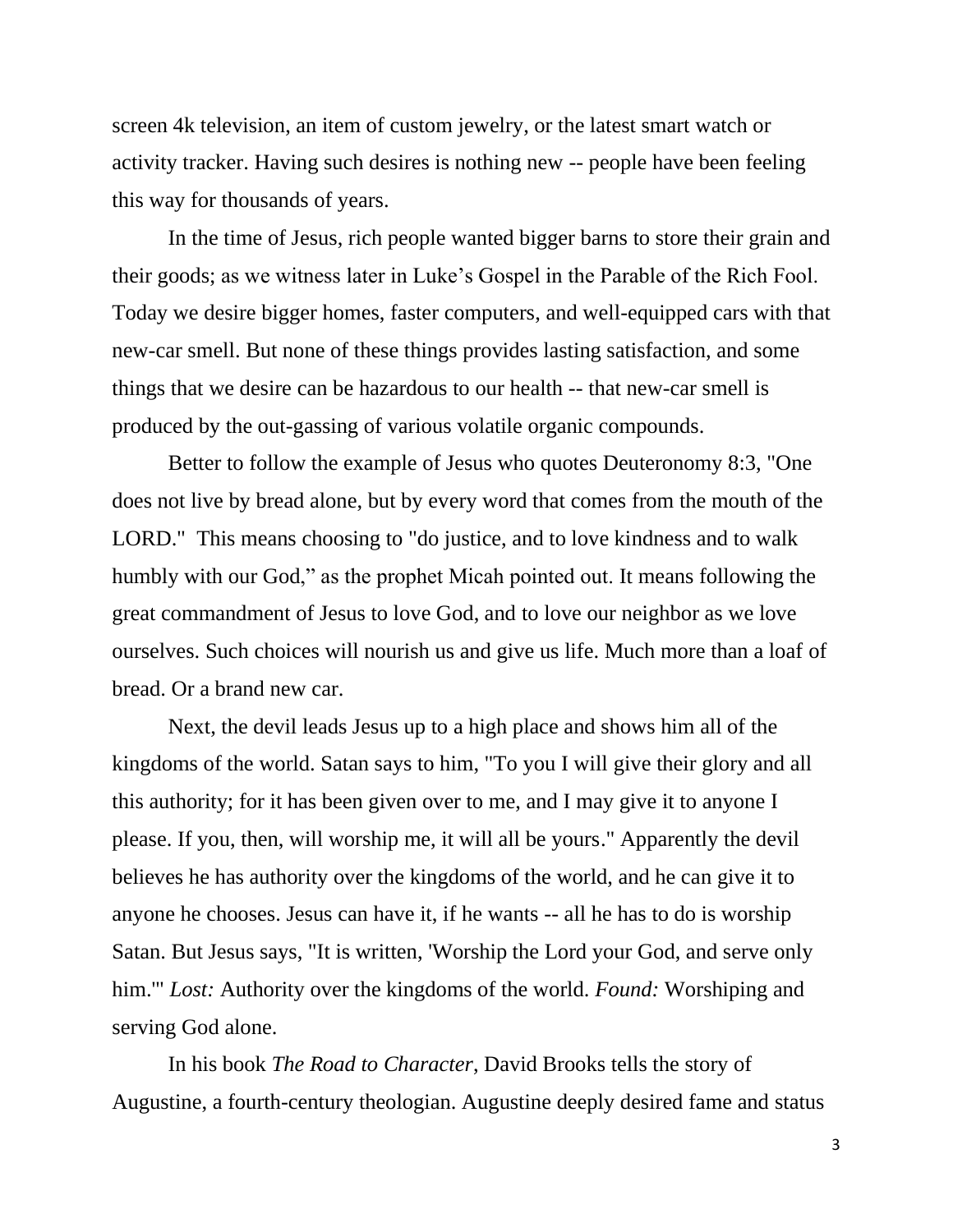screen 4k television, an item of custom jewelry, or the latest smart watch or activity tracker. Having such desires is nothing new -- people have been feeling this way for thousands of years.

In the time of Jesus, rich people wanted bigger barns to store their grain and their goods; as we witness later in Luke's Gospel in the Parable of the Rich Fool. Today we desire bigger homes, faster computers, and well-equipped cars with that new-car smell. But none of these things provides lasting satisfaction, and some things that we desire can be hazardous to our health -- that new-car smell is produced by the out-gassing of various volatile organic compounds.

Better to follow the example of Jesus who quotes Deuteronomy 8:3, "One does not live by bread alone, but by every word that comes from the mouth of the LORD." This means choosing to "do justice, and to love kindness and to walk humbly with our God," as the prophet Micah pointed out. It means following the great commandment of Jesus to love God, and to love our neighbor as we love ourselves. Such choices will nourish us and give us life. Much more than a loaf of bread. Or a brand new car.

Next, the devil leads Jesus up to a high place and shows him all of the kingdoms of the world. Satan says to him, "To you I will give their glory and all this authority; for it has been given over to me, and I may give it to anyone I please. If you, then, will worship me, it will all be yours." Apparently the devil believes he has authority over the kingdoms of the world, and he can give it to anyone he chooses. Jesus can have it, if he wants -- all he has to do is worship Satan. But Jesus says, "It is written, 'Worship the Lord your God, and serve only him.'" *Lost:* Authority over the kingdoms of the world. *Found:* Worshiping and serving God alone.

In his book *The Road to Character*, David Brooks tells the story of Augustine, a fourth-century theologian. Augustine deeply desired fame and status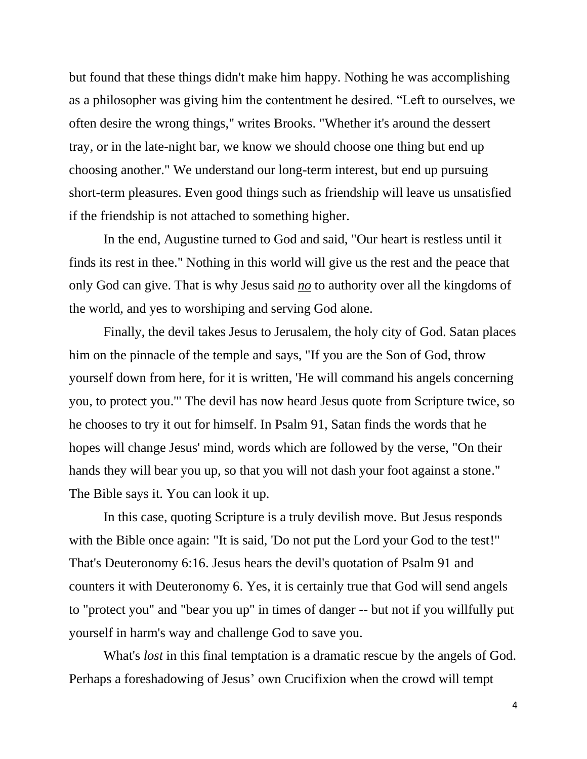but found that these things didn't make him happy. Nothing he was accomplishing as a philosopher was giving him the contentment he desired. “Left to ourselves, we often desire the wrong things," writes Brooks. "Whether it's around the dessert tray, or in the late-night bar, we know we should choose one thing but end up choosing another." We understand our long-term interest, but end up pursuing short-term pleasures. Even good things such as friendship will leave us unsatisfied if the friendship is not attached to something higher.

In the end, Augustine turned to God and said, "Our heart is restless until it finds its rest in thee." Nothing in this world will give us the rest and the peace that only God can give. That is why Jesus said ***no*** to authority over all the kingdoms of the world, and yes to worshiping and serving God alone.

Finally, the devil takes Jesus to Jerusalem, the holy city of God. Satan places him on the pinnacle of the temple and says, "If you are the Son of God, throw yourself down from here, for it is written, 'He will command his angels concerning you, to protect you.'" The devil has now heard Jesus quote from Scripture twice, so he chooses to try it out for himself. In Psalm 91, Satan finds the words that he hopes will change Jesus' mind, words which are followed by the verse, "On their hands they will bear you up, so that you will not dash your foot against a stone." The Bible says it. You can look it up.

In this case, quoting Scripture is a truly devilish move. But Jesus responds with the Bible once again: "It is said, 'Do not put the Lord your God to the test!" That's Deuteronomy 6:16. Jesus hears the devil's quotation of Psalm 91 and counters it with Deuteronomy 6. Yes, it is certainly true that God will send angels to "protect you" and "bear you up" in times of danger -- but not if you willfully put yourself in harm's way and challenge God to save you.

What's *lost* in this final temptation is a dramatic rescue by the angels of God. Perhaps a foreshadowing of Jesus’ own Crucifixion when the crowd will tempt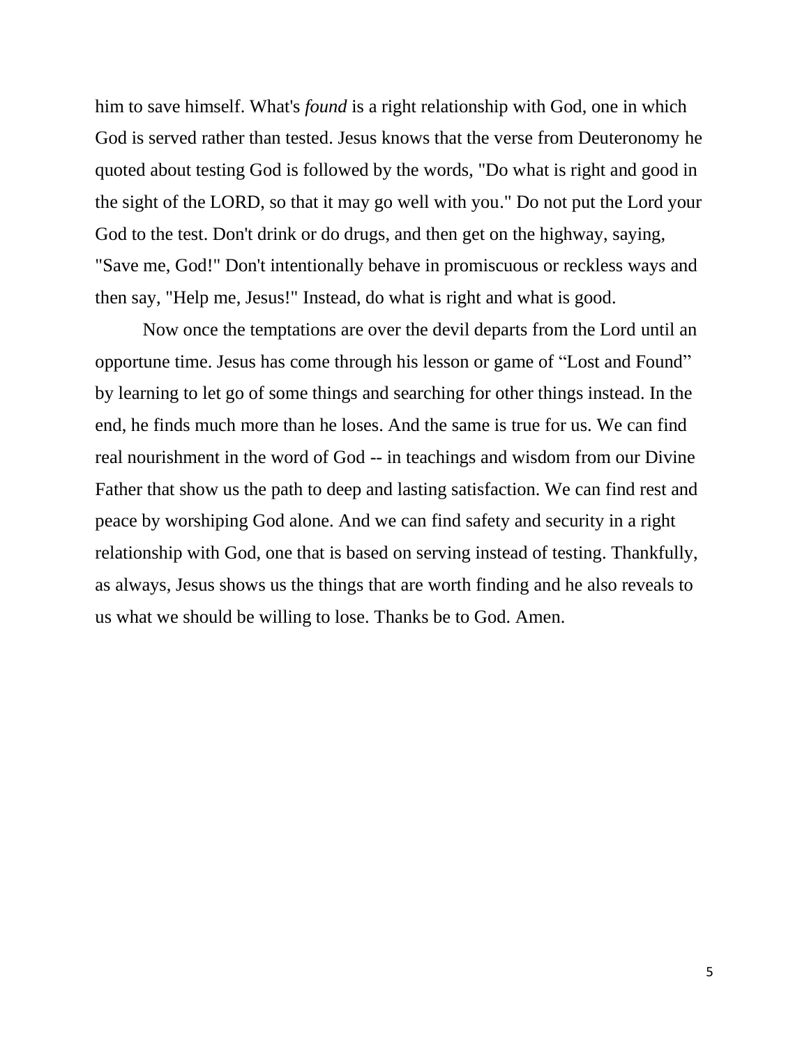him to save himself. What's *found* is a right relationship with God, one in which God is served rather than tested. Jesus knows that the verse from Deuteronomy he quoted about testing God is followed by the words, "Do what is right and good in the sight of the LORD, so that it may go well with you." Do not put the Lord your God to the test. Don't drink or do drugs, and then get on the highway, saying, "Save me, God!" Don't intentionally behave in promiscuous or reckless ways and then say, "Help me, Jesus!" Instead, do what is right and what is good.

Now once the temptations are over the devil departs from the Lord until an opportune time. Jesus has come through his lesson or game of "Lost and Found" by learning to let go of some things and searching for other things instead. In the end, he finds much more than he loses. And the same is true for us. We can find real nourishment in the word of God -- in teachings and wisdom from our Divine Father that show us the path to deep and lasting satisfaction. We can find rest and peace by worshiping God alone. And we can find safety and security in a right relationship with God, one that is based on serving instead of testing. Thankfully, as always, Jesus shows us the things that are worth finding and he also reveals to us what we should be willing to lose. Thanks be to God. Amen.